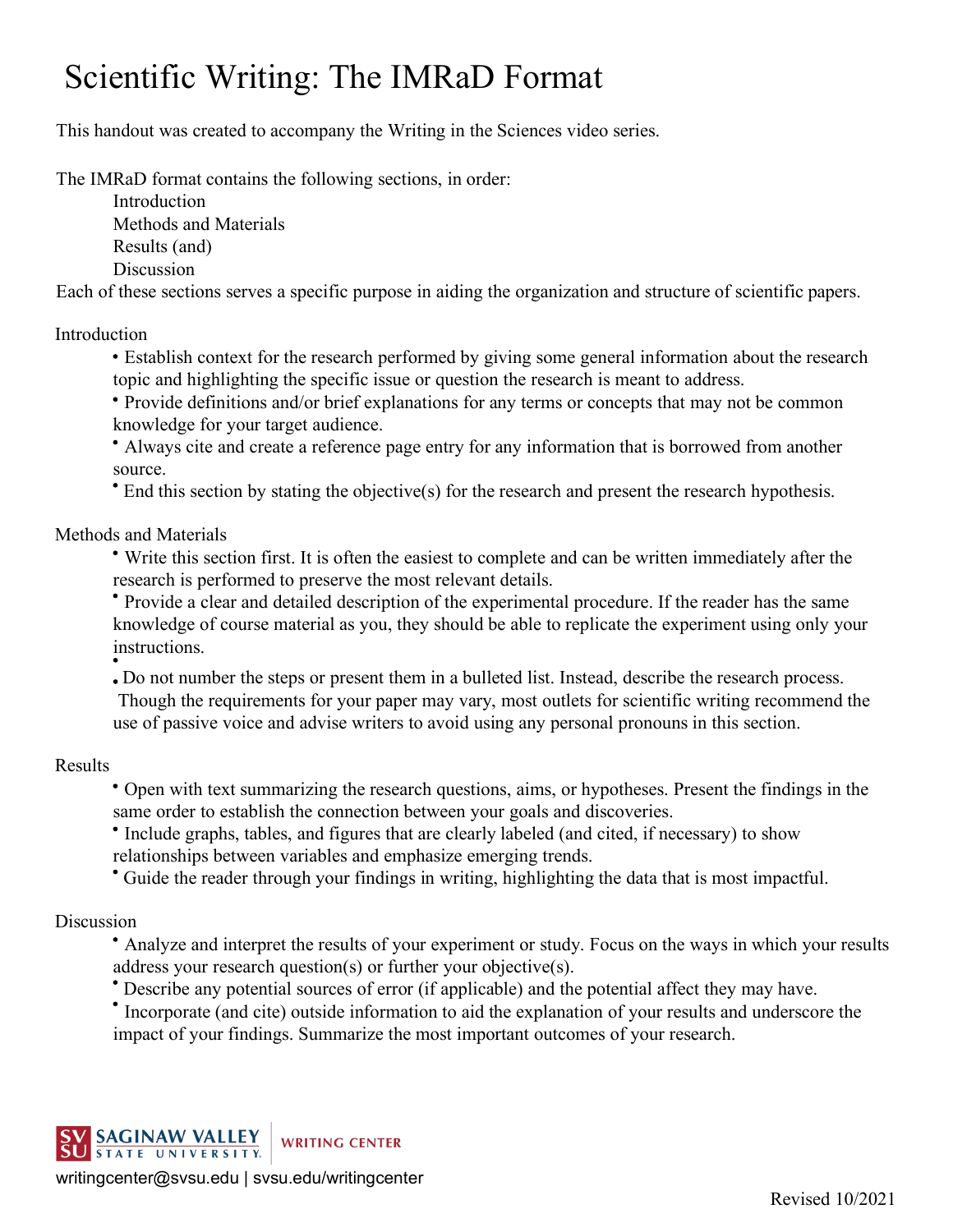# Scientific Writing: The IMRaD Format

This handout was created to accompany the Writing in the Sciences video series.

The IMRaD format contains the following sections, in order:

- Introduction
- Methods and Materials
- Results (and)
- Discussion

Each of these sections serves a specific purpose in aiding the organization and structure of scientific papers.

## Introduction

- Establish context for the research performed by giving some general information about the research topic and highlighting the specific issue or question the research is meant to address.
- Provide definitions and/or brief explanations for any terms or concepts that may not be common knowledge for your target audience.
- Always cite and create a reference page entry for any information that is borrowed from another source.
- End this section by stating the objective(s) for the research and present the research hypothesis.

## Methods and Materials

- Write this section first. It is often the easiest to complete and can be written immediately after the research is performed to preserve the most relevant details.
- Provide a clear and detailed description of the experimental procedure. If the reader has the same knowledge of course material as you, they should be able to replicate the experiment using only your instructions.
- Do not number the steps or present them in a bulleted list. Instead, describe the research process. Though the requirements for your paper may vary, most outlets for scientific writing recommend the use of passive voice and advise writers to avoid using any personal pronouns in this section.

## Results

- Open with text summarizing the research questions, aims, or hypotheses. Present the findings in the same order to establish the connection between your goals and discoveries.
- Include graphs, tables, and figures that are clearly labeled (and cited, if necessary) to show relationships between variables and emphasize emerging trends.
- Guide the reader through your findings in writing, highlighting the data that is most impactful.

## Discussion

- Analyze and interpret the results of your experiment or study. Focus on the ways in which your results address your research question(s) or further your objective(s).
- Describe any potential sources of error (if applicable) and the potential affect they may have.
- Incorporate (and cite) outside information to aid the explanation of your results and underscore the impact of your findings. Summarize the most important outcomes of your research.

SVSU Saginaw Valley State University | Writing Center

writingcenter@svsu.edu | svsu.edu/writingcenter

Revised 10/2021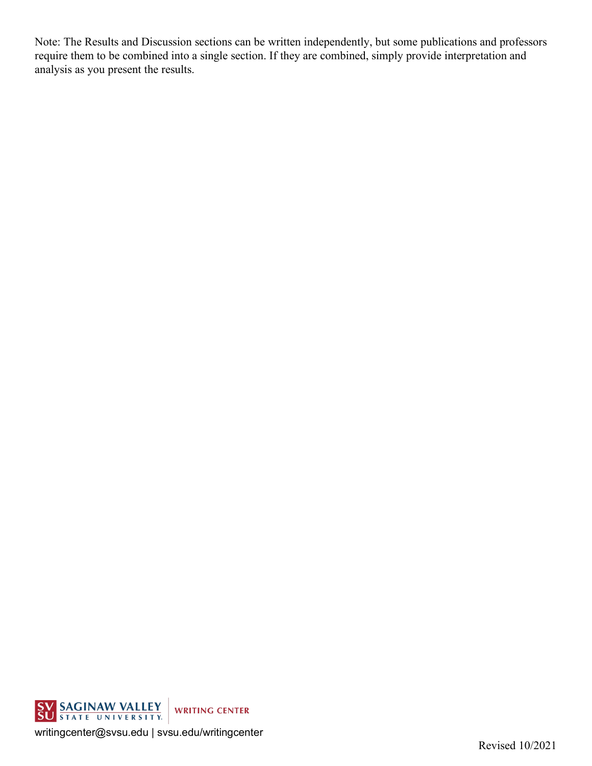Note: The Results and Discussion sections can be written independently, but some publications and professors require them to be combined into a single section. If they are combined, simply provide interpretation and analysis as you present the results.

SAGINAW VALLEY STATE UNIVERSITY | WRITING CENTER

writingcenter@svsu.edu | svsu.edu/writingcenter

Revised 10/2021